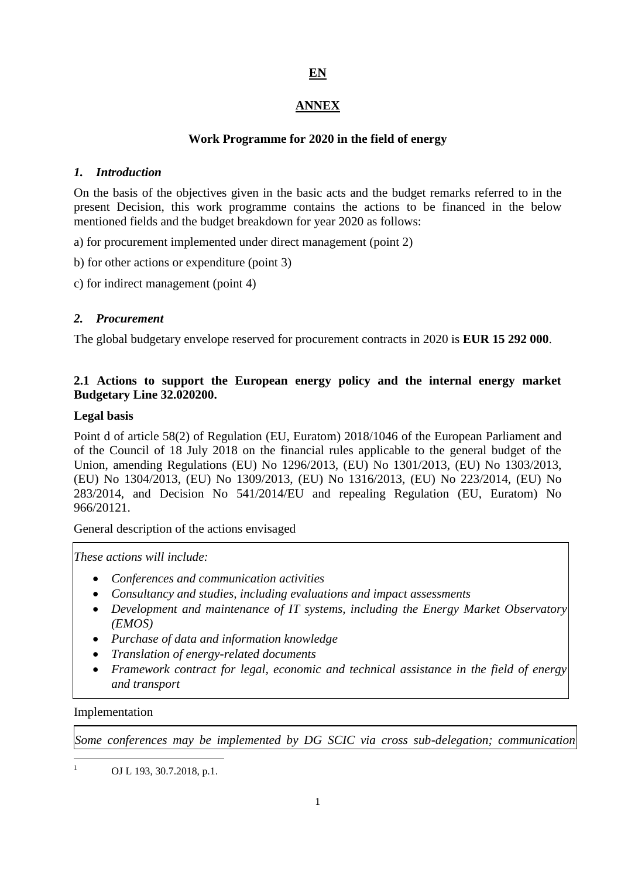**EN**

# ANNEX

## Work Programme for 2020 in the field of energy

### *1. Introduction*

On the basis of the objectives given in the basic acts and the budget remarks referred to in the present Decision, this work programme contains the actions to be financed in the below mentioned fields and the budget breakdown for year 2020 as follows:

a) for procurement implemented under direct management (point 2)

b) for other actions or expenditure (point 3)

c) for indirect management (point 4)

### *2. Procurement*

The global budgetary envelope reserved for procurement contracts in 2020 is **EUR 15 292 000**.

#### 2.1 Actions to support the European energy policy and the internal energy market Budgetary Line 32.020200.

**Legal basis**

Point d of article 58(2) of Regulation (EU, Euratom) 2018/1046 of the European Parliament and of the Council of 18 July 2018 on the financial rules applicable to the general budget of the Union, amending Regulations (EU) No 1296/2013, (EU) No 1301/2013, (EU) No 1303/2013, (EU) No 1304/2013, (EU) No 1309/2013, (EU) No 1316/2013, (EU) No 223/2014, (EU) No 283/2014, and Decision No 541/2014/EU and repealing Regulation (EU, Euratom) No 966/2012[1].

General description of the actions envisaged

*These actions will include:*

- *Conferences and communication activities*
- *Consultancy and studies, including evaluations and impact assessments*
- *Development and maintenance of IT systems, including the Energy Market Observatory (EMOS)*
- *Purchase of data and information knowledge*
- *Translation of energy-related documents*
- *Framework contract for legal, economic and technical assistance in the field of energy and transport*

Implementation

*Some conferences may be implemented by DG SCIC via cross sub-delegation; communication*

[1] OJ L 193, 30.7.2018, p.1.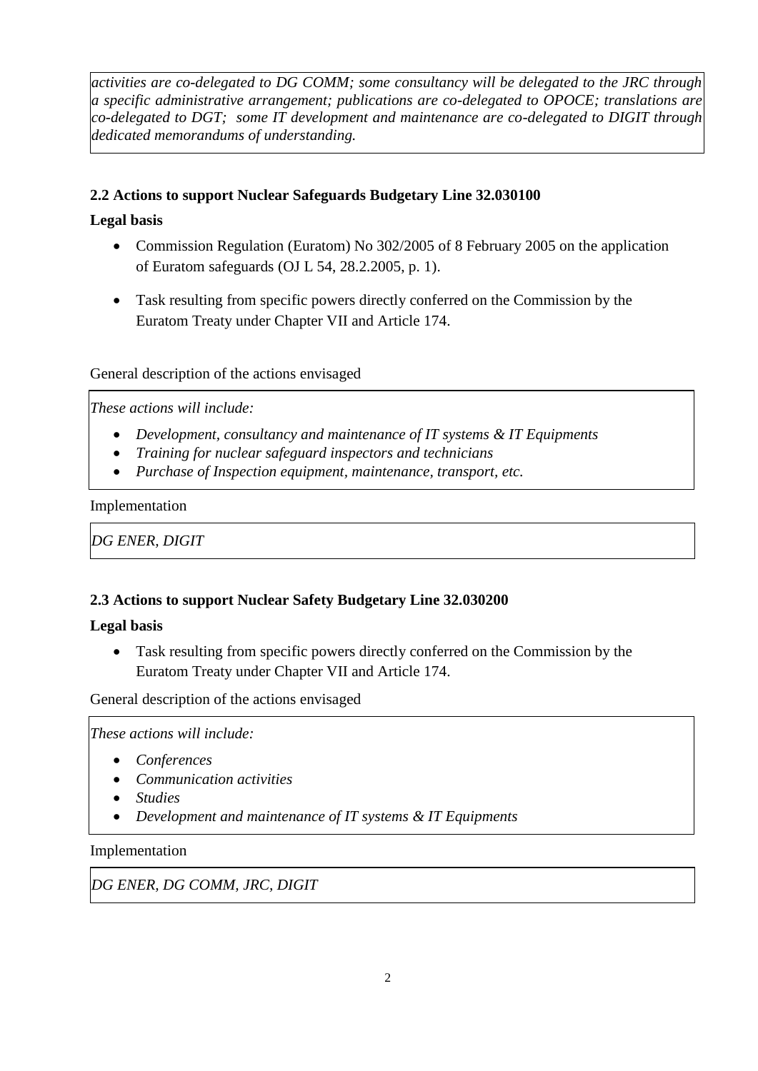*activities are co-delegated to DG COMM; some consultancy will be delegated to the JRC through a specific administrative arrangement; publications are co-delegated to OPOCE; translations are co-delegated to DGT; some IT development and maintenance are co-delegated to DIGIT through dedicated memorandums of understanding.*

### 2.2 Actions to support Nuclear Safeguards Budgetary Line 32.030100

**Legal basis**

- Commission Regulation (Euratom) No 302/2005 of 8 February 2005 on the application of Euratom safeguards (OJ L 54, 28.2.2005, p. 1).
- Task resulting from specific powers directly conferred on the Commission by the Euratom Treaty under Chapter VII and Article 174.

General description of the actions envisaged

*These actions will include:*

- *Development, consultancy and maintenance of IT systems & IT Equipments*
- *Training for nuclear safeguard inspectors and technicians*
- *Purchase of Inspection equipment, maintenance, transport, etc.*

Implementation

*DG ENER, DIGIT*

### 2.3 Actions to support Nuclear Safety Budgetary Line 32.030200

**Legal basis**

- Task resulting from specific powers directly conferred on the Commission by the Euratom Treaty under Chapter VII and Article 174.

General description of the actions envisaged

*These actions will include:*

- *Conferences*
- *Communication activities*
- *Studies*
- *Development and maintenance of IT systems & IT Equipments*

Implementation

*DG ENER, DG COMM, JRC, DIGIT*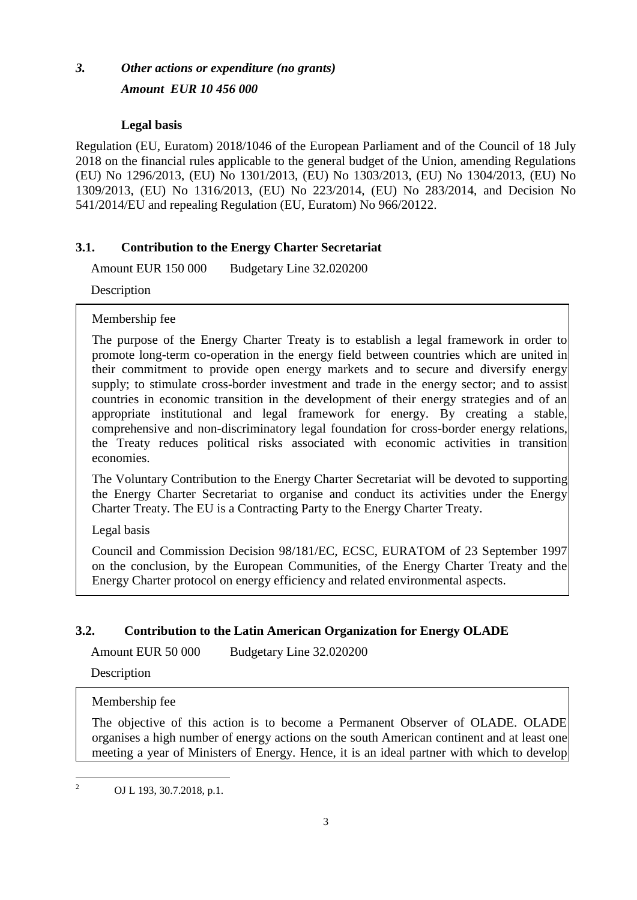### *3. Other actions or expenditure (no grants)*

***Amount EUR 10 456 000***

**Legal basis**

Regulation (EU, Euratom) 2018/1046 of the European Parliament and of the Council of 18 July 2018 on the financial rules applicable to the general budget of the Union, amending Regulations (EU) No 1296/2013, (EU) No 1301/2013, (EU) No 1303/2013, (EU) No 1304/2013, (EU) No 1309/2013, (EU) No 1316/2013, (EU) No 223/2014, (EU) No 283/2014, and Decision No 541/2014/EU and repealing Regulation (EU, Euratom) No 966/2012[2].

#### 3.1. Contribution to the Energy Charter Secretariat

Amount EUR 150 000 Budgetary Line 32.020200

Description

Membership fee

The purpose of the Energy Charter Treaty is to establish a legal framework in order to promote long-term co-operation in the energy field between countries which are united in their commitment to provide open energy markets and to secure and diversify energy supply; to stimulate cross-border investment and trade in the energy sector; and to assist countries in economic transition in the development of their energy strategies and of an appropriate institutional and legal framework for energy. By creating a stable, comprehensive and non-discriminatory legal foundation for cross-border energy relations, the Treaty reduces political risks associated with economic activities in transition economies.

The Voluntary Contribution to the Energy Charter Secretariat will be devoted to supporting the Energy Charter Secretariat to organise and conduct its activities under the Energy Charter Treaty. The EU is a Contracting Party to the Energy Charter Treaty.

Legal basis

Council and Commission Decision 98/181/EC, ECSC, EURATOM of 23 September 1997 on the conclusion, by the European Communities, of the Energy Charter Treaty and the Energy Charter protocol on energy efficiency and related environmental aspects.

#### 3.2. Contribution to the Latin American Organization for Energy OLADE

Amount EUR 50 000 Budgetary Line 32.020200

Description

Membership fee

The objective of this action is to become a Permanent Observer of OLADE. OLADE organises a high number of energy actions on the south American continent and at least one meeting a year of Ministers of Energy. Hence, it is an ideal partner with which to develop

[2] OJ L 193, 30.7.2018, p.1.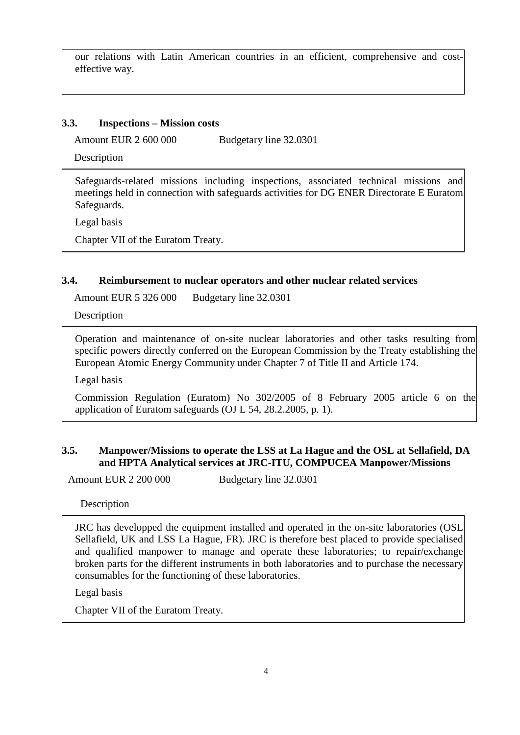our relations with Latin American countries in an efficient, comprehensive and cost-effective way.

### 3.3. Inspections – Mission costs

Amount EUR 2 600 000 Budgetary line 32.0301

Description

Safeguards-related missions including inspections, associated technical missions and meetings held in connection with safeguards activities for DG ENER Directorate E Euratom Safeguards.

Legal basis

Chapter VII of the Euratom Treaty.

### 3.4. Reimbursement to nuclear operators and other nuclear related services

Amount EUR 5 326 000 Budgetary line 32.0301

Description

Operation and maintenance of on-site nuclear laboratories and other tasks resulting from specific powers directly conferred on the European Commission by the Treaty establishing the European Atomic Energy Community under Chapter 7 of Title II and Article 174.

Legal basis

Commission Regulation (Euratom) No 302/2005 of 8 February 2005 article 6 on the application of Euratom safeguards (OJ L 54, 28.2.2005, p. 1).

### 3.5. Manpower/Missions to operate the LSS at La Hague and the OSL at Sellafield, DA and HPTA Analytical services at JRC-ITU, COMPUCEA Manpower/Missions

Amount EUR 2 200 000 Budgetary line 32.0301

Description

JRC has developped the equipment installed and operated in the on-site laboratories (OSL Sellafield, UK and LSS La Hague, FR). JRC is therefore best placed to provide specialised and qualified manpower to manage and operate these laboratories; to repair/exchange broken parts for the different instruments in both laboratories and to purchase the necessary consumables for the functioning of these laboratories.

Legal basis

Chapter VII of the Euratom Treaty.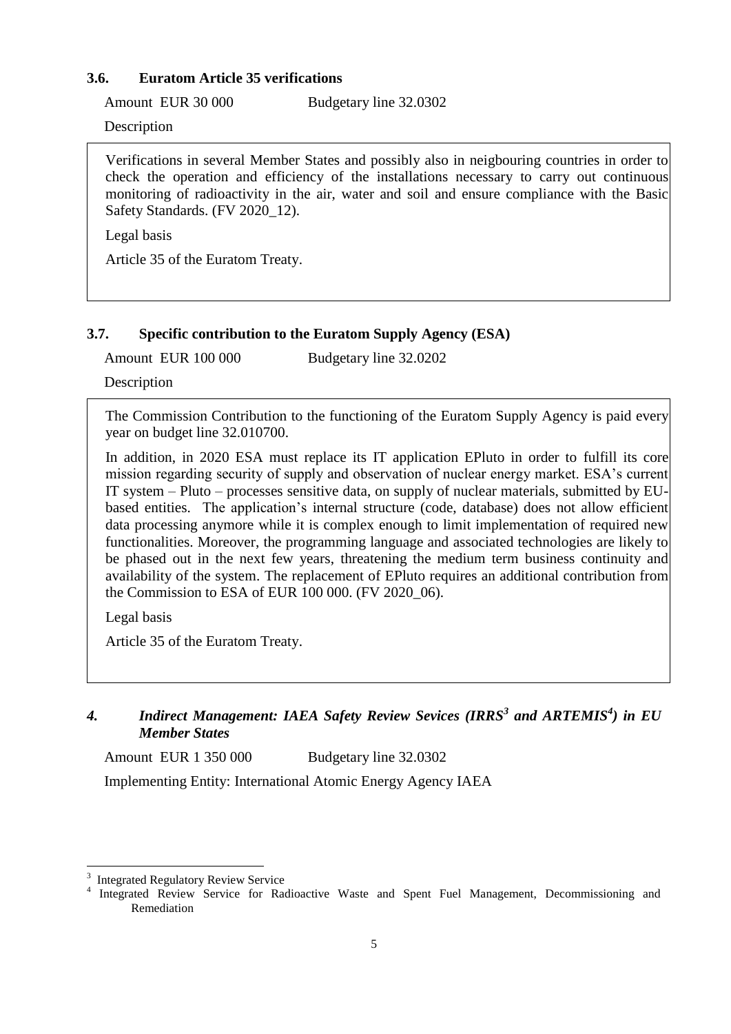### 3.6. Euratom Article 35 verifications

Amount EUR 30 000 Budgetary line 32.0302

Description

Verifications in several Member States and possibly also in neigbouring countries in order to check the operation and efficiency of the installations necessary to carry out continuous monitoring of radioactivity in the air, water and soil and ensure compliance with the Basic Safety Standards. (FV 2020_12).

Legal basis

Article 35 of the Euratom Treaty.

### 3.7. Specific contribution to the Euratom Supply Agency (ESA)

Amount EUR 100 000 Budgetary line 32.0202

Description

The Commission Contribution to the functioning of the Euratom Supply Agency is paid every year on budget line 32.010700.

In addition, in 2020 ESA must replace its IT application EPluto in order to fulfill its core mission regarding security of supply and observation of nuclear energy market. ESA's current IT system – Pluto – processes sensitive data, on supply of nuclear materials, submitted by EU-based entities. The application's internal structure (code, database) does not allow efficient data processing anymore while it is complex enough to limit implementation of required new functionalities. Moreover, the programming language and associated technologies are likely to be phased out in the next few years, threatening the medium term business continuity and availability of the system. The replacement of EPluto requires an additional contribution from the Commission to ESA of EUR 100 000. (FV 2020_06).

Legal basis

Article 35 of the Euratom Treaty.

## *4. Indirect Management: IAEA Safety Review Sevices (IRRS[3] and ARTEMIS[4]) in EU Member States*

Amount EUR 1 350 000 Budgetary line 32.0302

Implementing Entity: International Atomic Energy Agency IAEA

---

[3] Integrated Regulatory Review Service

[4] Integrated Review Service for Radioactive Waste and Spent Fuel Management, Decommissioning and Remediation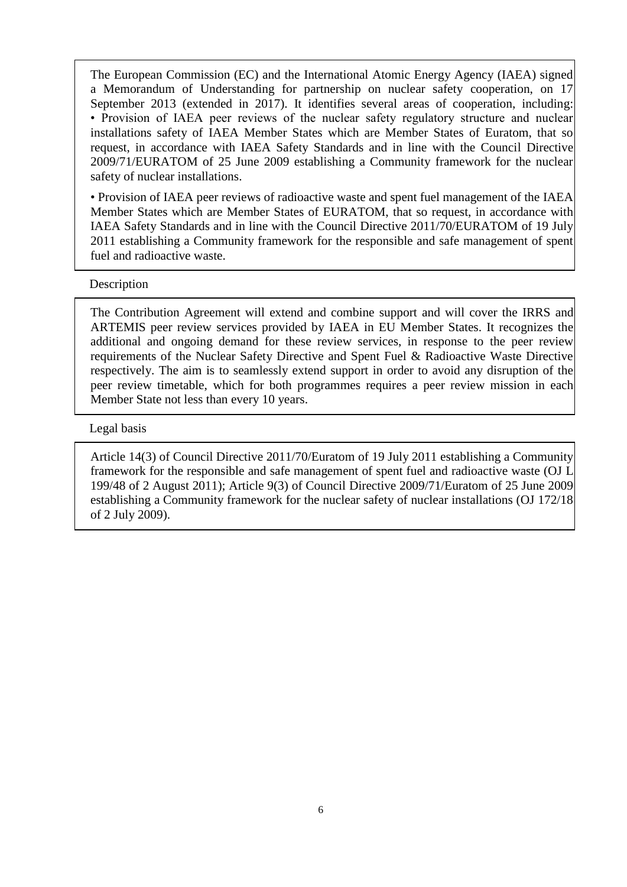The European Commission (EC) and the International Atomic Energy Agency (IAEA) signed a Memorandum of Understanding for partnership on nuclear safety cooperation, on 17 September 2013 (extended in 2017). It identifies several areas of cooperation, including:

• Provision of IAEA peer reviews of the nuclear safety regulatory structure and nuclear installations safety of IAEA Member States which are Member States of Euratom, that so request, in accordance with IAEA Safety Standards and in line with the Council Directive 2009/71/EURATOM of 25 June 2009 establishing a Community framework for the nuclear safety of nuclear installations.

• Provision of IAEA peer reviews of radioactive waste and spent fuel management of the IAEA Member States which are Member States of EURATOM, that so request, in accordance with IAEA Safety Standards and in line with the Council Directive 2011/70/EURATOM of 19 July 2011 establishing a Community framework for the responsible and safe management of spent fuel and radioactive waste.

Description

The Contribution Agreement will extend and combine support and will cover the IRRS and ARTEMIS peer review services provided by IAEA in EU Member States. It recognizes the additional and ongoing demand for these review services, in response to the peer review requirements of the Nuclear Safety Directive and Spent Fuel & Radioactive Waste Directive respectively. The aim is to seamlessly extend support in order to avoid any disruption of the peer review timetable, which for both programmes requires a peer review mission in each Member State not less than every 10 years.

Legal basis

Article 14(3) of Council Directive 2011/70/Euratom of 19 July 2011 establishing a Community framework for the responsible and safe management of spent fuel and radioactive waste (OJ L 199/48 of 2 August 2011); Article 9(3) of Council Directive 2009/71/Euratom of 25 June 2009 establishing a Community framework for the nuclear safety of nuclear installations (OJ 172/18 of 2 July 2009).